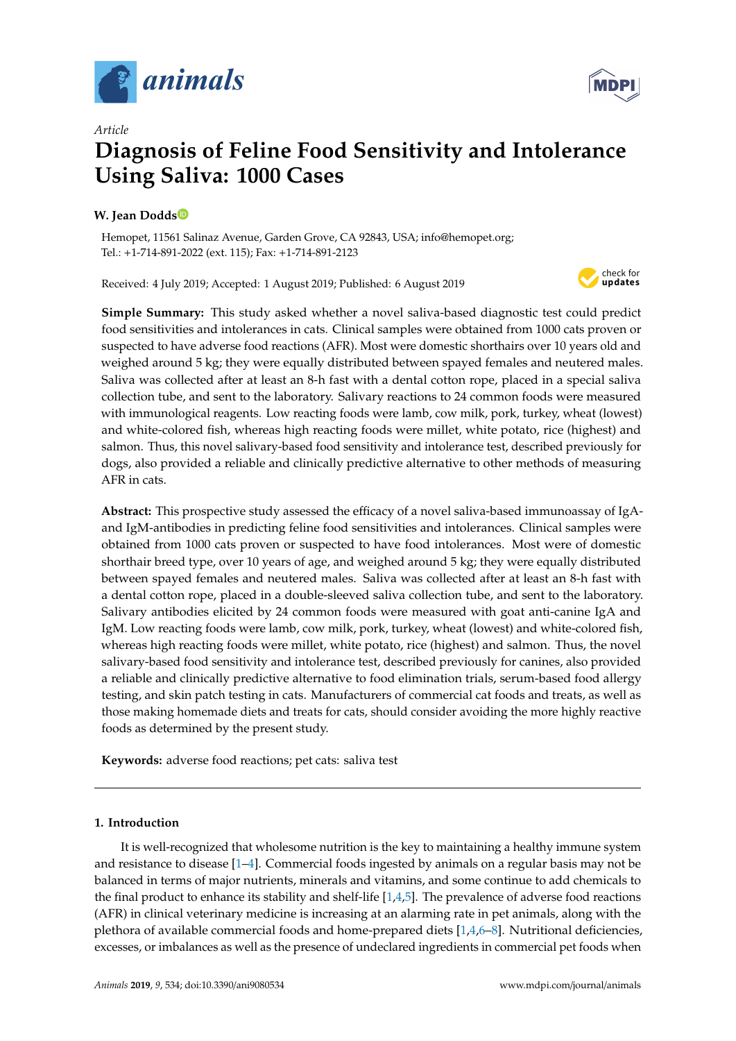*Article*

# Diagnosis of Feline Food Sensitivity and Intolerance Using Saliva: 1000 Cases

**W. Jean Dodds**

Hemopet, 11561 Salinaz Avenue, Garden Grove, CA 92843, USA; info@hemopet.org;
Tel.: +1-714-891-2022 (ext. 115); Fax: +1-714-891-2123

Received: 4 July 2019; Accepted: 1 August 2019; Published: 6 August 2019

**Simple Summary:** This study asked whether a novel saliva-based diagnostic test could predict food sensitivities and intolerances in cats. Clinical samples were obtained from 1000 cats proven or suspected to have adverse food reactions (AFR). Most were domestic shorthairs over 10 years old and weighed around 5 kg; they were equally distributed between spayed females and neutered males. Saliva was collected after at least an 8-h fast with a dental cotton rope, placed in a special saliva collection tube, and sent to the laboratory. Salivary reactions to 24 common foods were measured with immunological reagents. Low reacting foods were lamb, cow milk, pork, turkey, wheat (lowest) and white-colored fish, whereas high reacting foods were millet, white potato, rice (highest) and salmon. Thus, this novel salivary-based food sensitivity and intolerance test, described previously for dogs, also provided a reliable and clinically predictive alternative to other methods of measuring AFR in cats.

**Abstract:** This prospective study assessed the efficacy of a novel saliva-based immunoassay of IgA- and IgM-antibodies in predicting feline food sensitivities and intolerances. Clinical samples were obtained from 1000 cats proven or suspected to have food intolerances. Most were of domestic shorthair breed type, over 10 years of age, and weighed around 5 kg; they were equally distributed between spayed females and neutered males. Saliva was collected after at least an 8-h fast with a dental cotton rope, placed in a double-sleeved saliva collection tube, and sent to the laboratory. Salivary antibodies elicited by 24 common foods were measured with goat anti-canine IgA and IgM. Low reacting foods were lamb, cow milk, pork, turkey, wheat (lowest) and white-colored fish, whereas high reacting foods were millet, white potato, rice (highest) and salmon. Thus, the novel salivary-based food sensitivity and intolerance test, described previously for canines, also provided a reliable and clinically predictive alternative to food elimination trials, serum-based food allergy testing, and skin patch testing in cats. Manufacturers of commercial cat foods and treats, as well as those making homemade diets and treats for cats, should consider avoiding the more highly reactive foods as determined by the present study.

**Keywords:** adverse food reactions; pet cats: saliva test

## 1. Introduction

It is well-recognized that wholesome nutrition is the key to maintaining a healthy immune system and resistance to disease [1–4]. Commercial foods ingested by animals on a regular basis may not be balanced in terms of major nutrients, minerals and vitamins, and some continue to add chemicals to the final product to enhance its stability and shelf-life [1,4,5]. The prevalence of adverse food reactions (AFR) in clinical veterinary medicine is increasing at an alarming rate in pet animals, along with the plethora of available commercial foods and home-prepared diets [1,4,6–8]. Nutritional deficiencies, excesses, or imbalances as well as the presence of undeclared ingredients in commercial pet foods when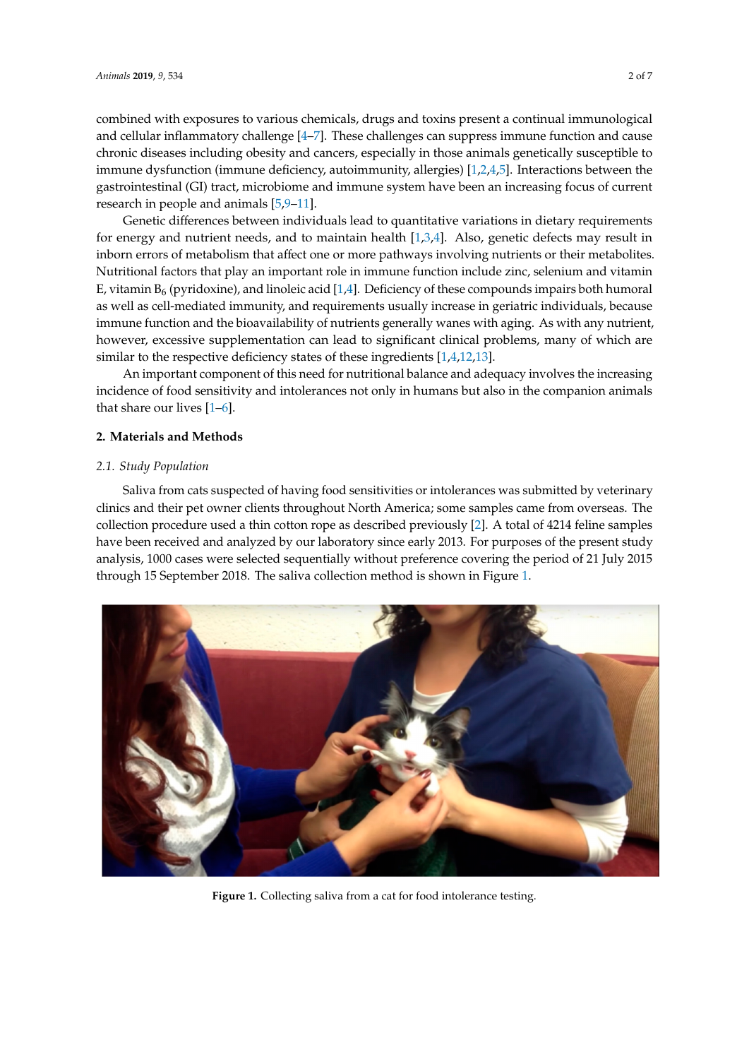combined with exposures to various chemicals, drugs and toxins present a continual immunological and cellular inflammatory challenge [4–7]. These challenges can suppress immune function and cause chronic diseases including obesity and cancers, especially in those animals genetically susceptible to immune dysfunction (immune deficiency, autoimmunity, allergies) [1,2,4,5]. Interactions between the gastrointestinal (GI) tract, microbiome and immune system have been an increasing focus of current research in people and animals [5,9–11].

Genetic differences between individuals lead to quantitative variations in dietary requirements for energy and nutrient needs, and to maintain health [1,3,4]. Also, genetic defects may result in inborn errors of metabolism that affect one or more pathways involving nutrients or their metabolites. Nutritional factors that play an important role in immune function include zinc, selenium and vitamin E, vitamin $B_6$ (pyridoxine), and linoleic acid [1,4]. Deficiency of these compounds impairs both humoral as well as cell-mediated immunity, and requirements usually increase in geriatric individuals, because immune function and the bioavailability of nutrients generally wanes with aging. As with any nutrient, however, excessive supplementation can lead to significant clinical problems, many of which are similar to the respective deficiency states of these ingredients [1,4,12,13].

An important component of this need for nutritional balance and adequacy involves the increasing incidence of food sensitivity and intolerances not only in humans but also in the companion animals that share our lives [1–6].

## 2. Materials and Methods

### 2.1. Study Population

Saliva from cats suspected of having food sensitivities or intolerances was submitted by veterinary clinics and their pet owner clients throughout North America; some samples came from overseas. The collection procedure used a thin cotton rope as described previously [2]. A total of 4214 feline samples have been received and analyzed by our laboratory since early 2013. For purposes of the present study analysis, 1000 cases were selected sequentially without preference covering the period of 21 July 2015 through 15 September 2018. The saliva collection method is shown in Figure 1.

**Figure 1.** Collecting saliva from a cat for food intolerance testing.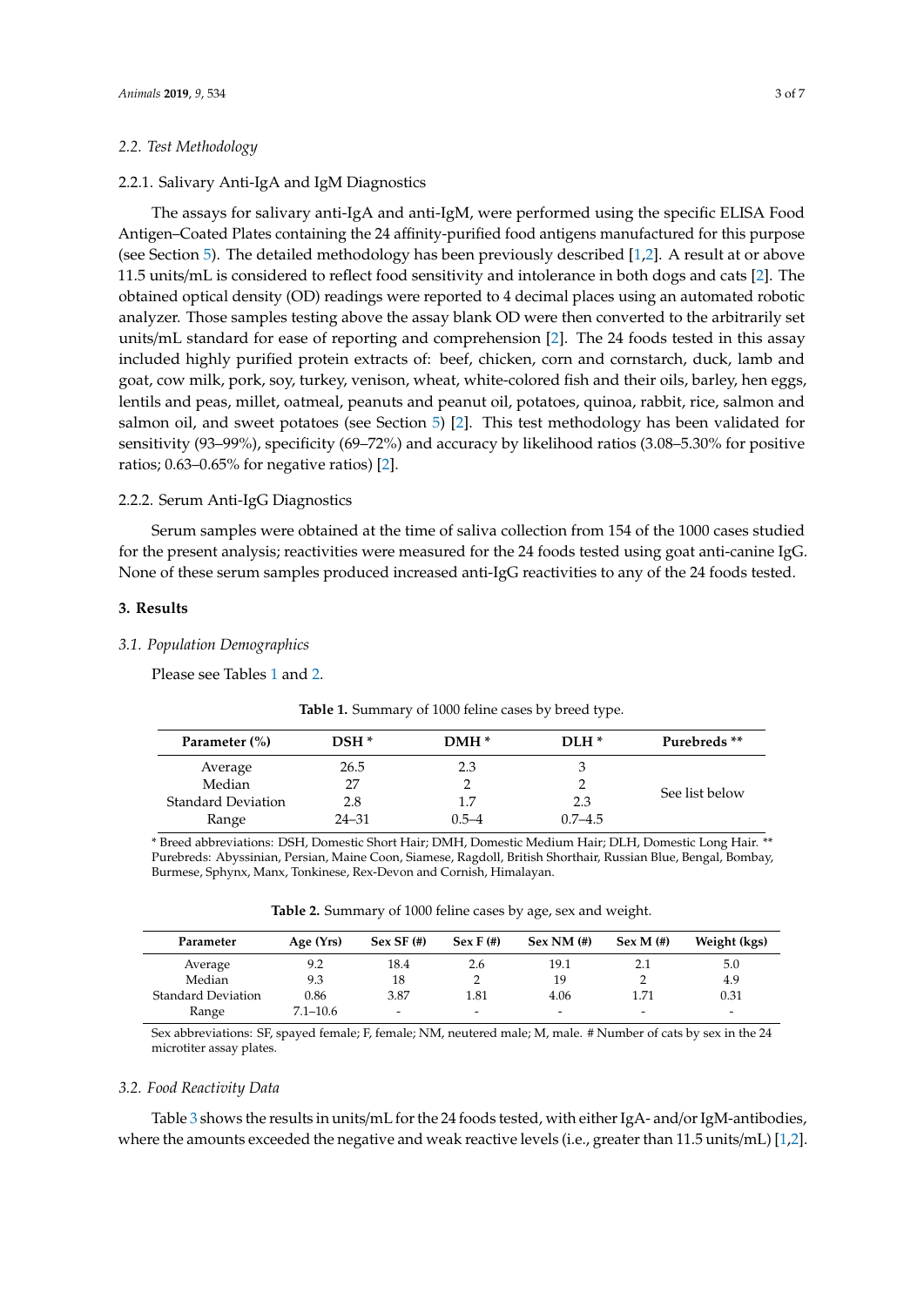### 2.2. Test Methodology

#### 2.2.1. Salivary Anti-IgA and IgM Diagnostics

The assays for salivary anti-IgA and anti-IgM, were performed using the specific ELISA Food Antigen–Coated Plates containing the 24 affinity-purified food antigens manufactured for this purpose (see Section 5). The detailed methodology has been previously described [1,2]. A result at or above 11.5 units/mL is considered to reflect food sensitivity and intolerance in both dogs and cats [2]. The obtained optical density (OD) readings were reported to 4 decimal places using an automated robotic analyzer. Those samples testing above the assay blank OD were then converted to the arbitrarily set units/mL standard for ease of reporting and comprehension [2]. The 24 foods tested in this assay included highly purified protein extracts of: beef, chicken, corn and cornstarch, duck, lamb and goat, cow milk, pork, soy, turkey, venison, wheat, white-colored fish and their oils, barley, hen eggs, lentils and peas, millet, oatmeal, peanuts and peanut oil, potatoes, quinoa, rabbit, rice, salmon and salmon oil, and sweet potatoes (see Section 5) [2]. This test methodology has been validated for sensitivity (93–99%), specificity (69–72%) and accuracy by likelihood ratios (3.08–5.30% for positive ratios; 0.63–0.65% for negative ratios) [2].

#### 2.2.2. Serum Anti-IgG Diagnostics

Serum samples were obtained at the time of saliva collection from 154 of the 1000 cases studied for the present analysis; reactivities were measured for the 24 foods tested using goat anti-canine IgG. None of these serum samples produced increased anti-IgG reactivities to any of the 24 foods tested.

## 3. Results

### 3.1. Population Demographics

Please see Tables 1 and 2.

**Table 1.** Summary of 1000 feline cases by breed type.

| Parameter (%) | DSH * | DMH * | DLH * | Purebreds ** |
|---|---|---|---|---|
| Average | 26.5 | 2.3 | 3 | See list below |
| Median | 27 | 2 | 2 | |
| Standard Deviation | 2.8 | 1.7 | 2.3 | |
| Range | 24–31 | 0.5–4 | 0.7–4.5 | |

* Breed abbreviations: DSH, Domestic Short Hair; DMH, Domestic Medium Hair; DLH, Domestic Long Hair. ** Purebreds: Abyssinian, Persian, Maine Coon, Siamese, Ragdoll, British Shorthair, Russian Blue, Bengal, Bombay, Burmese, Sphynx, Manx, Tonkinese, Rex-Devon and Cornish, Himalayan.

**Table 2.** Summary of 1000 feline cases by age, sex and weight.

| Parameter | Age (Yrs) | Sex SF (#) | Sex F (#) | Sex NM (#) | Sex M (#) | Weight (kgs) |
|---|---|---|---|---|---|---|
| Average | 9.2 | 18.4 | 2.6 | 19.1 | 2.1 | 5.0 |
| Median | 9.3 | 18 | 2 | 19 | 2 | 4.9 |
| Standard Deviation | 0.86 | 3.87 | 1.81 | 4.06 | 1.71 | 0.31 |
| Range | 7.1–10.6 | - | - | - | - | - |

Sex abbreviations: SF, spayed female; F, female; NM, neutered male; M, male. # Number of cats by sex in the 24 microtiter assay plates.

### 3.2. Food Reactivity Data

Table 3 shows the results in units/mL for the 24 foods tested, with either IgA- and/or IgM-antibodies, where the amounts exceeded the negative and weak reactive levels (i.e., greater than 11.5 units/mL) [1,2].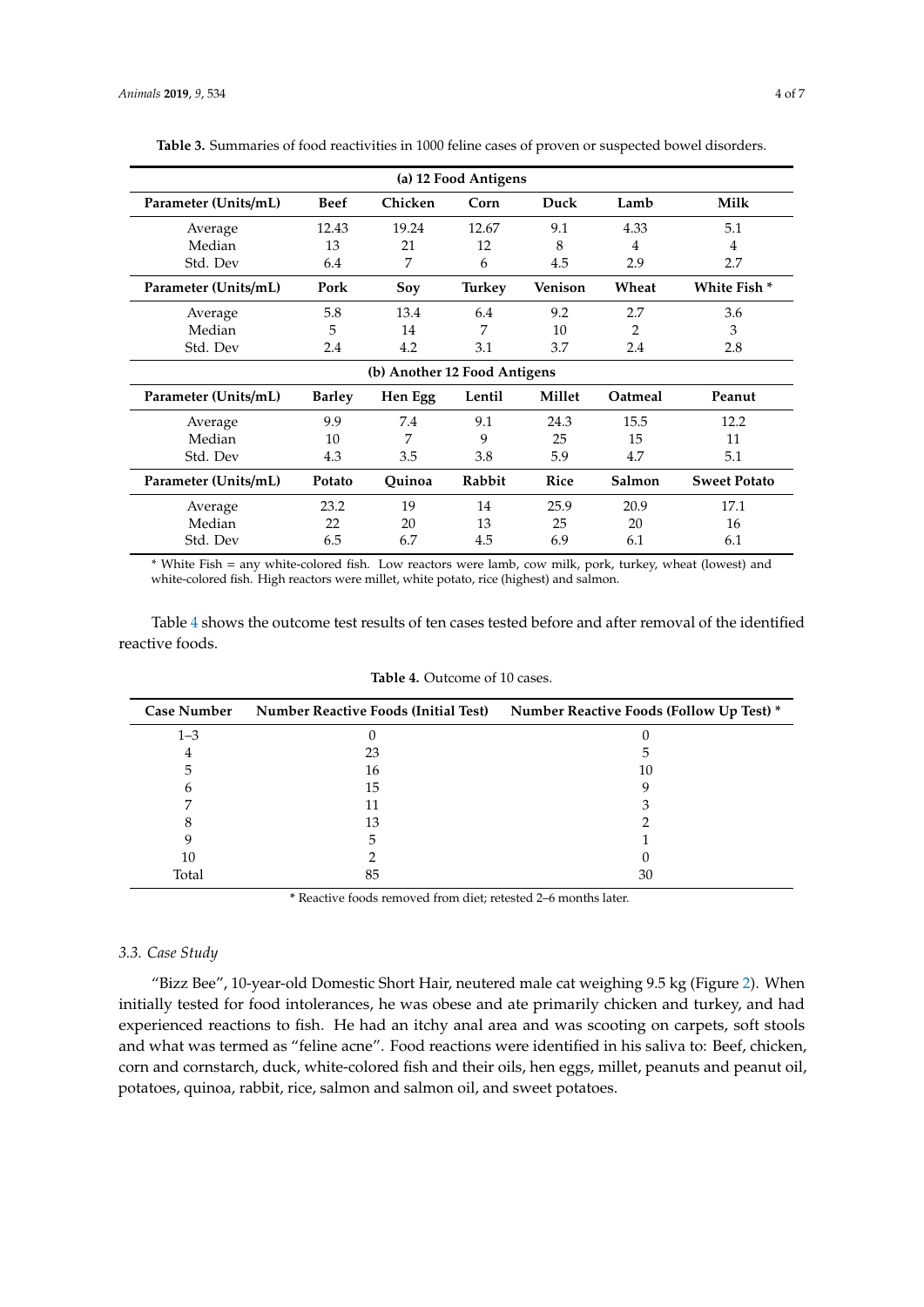**Table 3.** Summaries of food reactivities in 1000 feline cases of proven or suspected bowel disorders.

| (a) 12 Food Antigens | | | | | | |
|---|---|---|---|---|---|---|
| **Parameter (Units/mL)** | **Beef** | **Chicken** | **Corn** | **Duck** | **Lamb** | **Milk** |
| Average | 12.43 | 19.24 | 12.67 | 9.1 | 4.33 | 5.1 |
| Median | 13 | 21 | 12 | 8 | 4 | 4 |
| Std. Dev | 6.4 | 7 | 6 | 4.5 | 2.9 | 2.7 |
| **Parameter (Units/mL)** | **Pork** | **Soy** | **Turkey** | **Venison** | **Wheat** | **White Fish *** |
| Average | 5.8 | 13.4 | 6.4 | 9.2 | 2.7 | 3.6 |
| Median | 5 | 14 | 7 | 10 | 2 | 3 |
| Std. Dev | 2.4 | 4.2 | 3.1 | 3.7 | 2.4 | 2.8 |
| **(b) Another 12 Food Antigens** | | | | | | |
| **Parameter (Units/mL)** | **Barley** | **Hen Egg** | **Lentil** | **Millet** | **Oatmeal** | **Peanut** |
| Average | 9.9 | 7.4 | 9.1 | 24.3 | 15.5 | 12.2 |
| Median | 10 | 7 | 9 | 25 | 15 | 11 |
| Std. Dev | 4.3 | 3.5 | 3.8 | 5.9 | 4.7 | 5.1 |
| **Parameter (Units/mL)** | **Potato** | **Quinoa** | **Rabbit** | **Rice** | **Salmon** | **Sweet Potato** |
| Average | 23.2 | 19 | 14 | 25.9 | 20.9 | 17.1 |
| Median | 22 | 20 | 13 | 25 | 20 | 16 |
| Std. Dev | 6.5 | 6.7 | 4.5 | 6.9 | 6.1 | 6.1 |

* White Fish = any white-colored fish. Low reactors were lamb, cow milk, pork, turkey, wheat (lowest) and white-colored fish. High reactors were millet, white potato, rice (highest) and salmon.

Table 4 shows the outcome test results of ten cases tested before and after removal of the identified reactive foods.

**Table 4.** Outcome of 10 cases.

| Case Number | Number Reactive Foods (Initial Test) | Number Reactive Foods (Follow Up Test) * |
|---|---|---|
| 1–3 | 0 | 0 |
| 4 | 23 | 5 |
| 5 | 16 | 10 |
| 6 | 15 | 9 |
| 7 | 11 | 3 |
| 8 | 13 | 2 |
| 9 | 5 | 1 |
| 10 | 2 | 0 |
| Total | 85 | 30 |

* Reactive foods removed from diet; retested 2–6 months later.

### *3.3. Case Study*

"Bizz Bee", 10-year-old Domestic Short Hair, neutered male cat weighing 9.5 kg (Figure 2). When initially tested for food intolerances, he was obese and ate primarily chicken and turkey, and had experienced reactions to fish. He had an itchy anal area and was scooting on carpets, soft stools and what was termed as "feline acne". Food reactions were identified in his saliva to: Beef, chicken, corn and cornstarch, duck, white-colored fish and their oils, hen eggs, millet, peanuts and peanut oil, potatoes, quinoa, rabbit, rice, salmon and salmon oil, and sweet potatoes.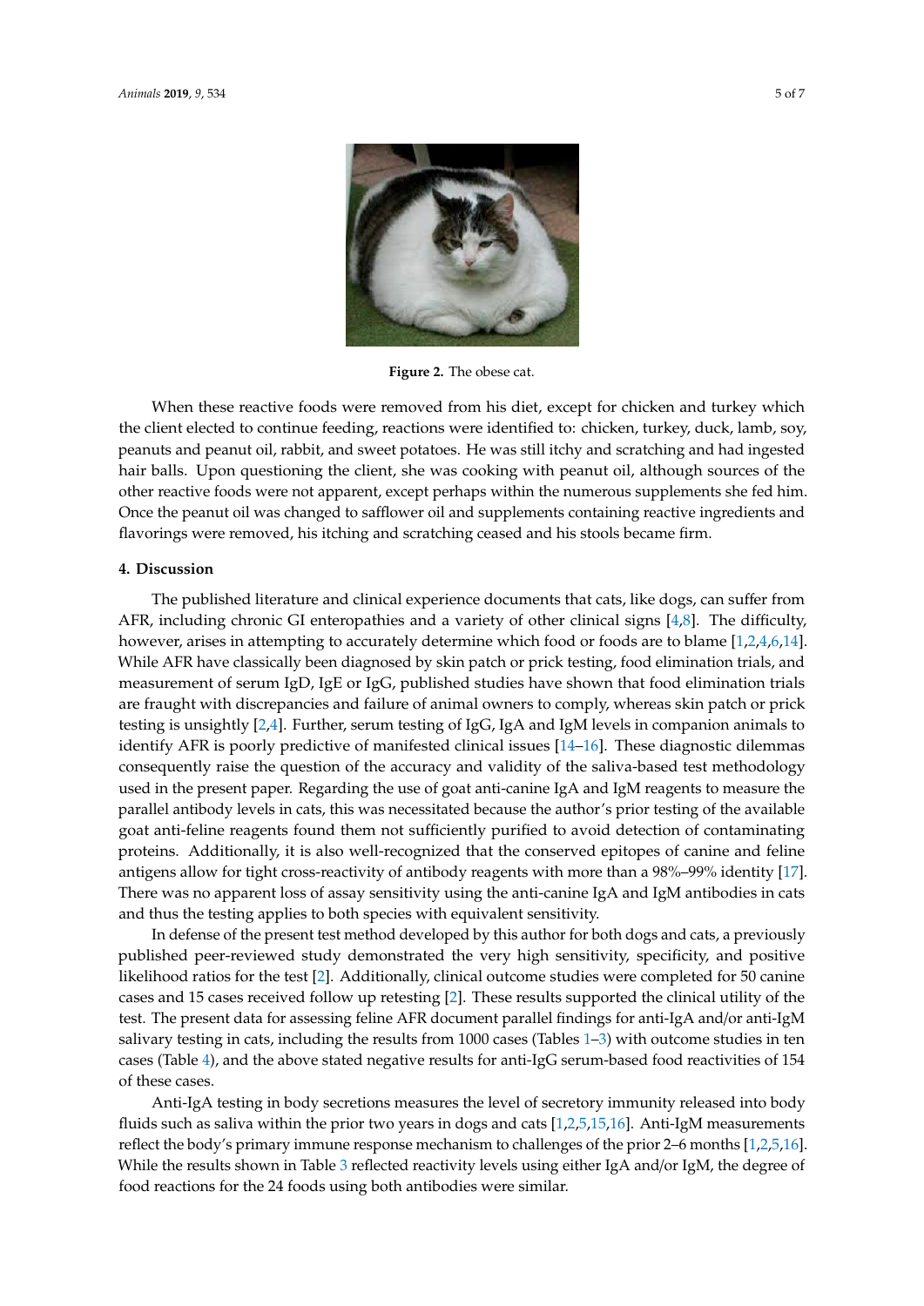**Figure 2.** The obese cat.

When these reactive foods were removed from his diet, except for chicken and turkey which the client elected to continue feeding, reactions were identified to: chicken, turkey, duck, lamb, soy, peanuts and peanut oil, rabbit, and sweet potatoes. He was still itchy and scratching and had ingested hair balls. Upon questioning the client, she was cooking with peanut oil, although sources of the other reactive foods were not apparent, except perhaps within the numerous supplements she fed him. Once the peanut oil was changed to safflower oil and supplements containing reactive ingredients and flavorings were removed, his itching and scratching ceased and his stools became firm.

## 4. Discussion

The published literature and clinical experience documents that cats, like dogs, can suffer from AFR, including chronic GI enteropathies and a variety of other clinical signs [4,8]. The difficulty, however, arises in attempting to accurately determine which food or foods are to blame [1,2,4,6,14]. While AFR have classically been diagnosed by skin patch or prick testing, food elimination trials, and measurement of serum IgD, IgE or IgG, published studies have shown that food elimination trials are fraught with discrepancies and failure of animal owners to comply, whereas skin patch or prick testing is unsightly [2,4]. Further, serum testing of IgG, IgA and IgM levels in companion animals to identify AFR is poorly predictive of manifested clinical issues [14–16]. These diagnostic dilemmas consequently raise the question of the accuracy and validity of the saliva-based test methodology used in the present paper. Regarding the use of goat anti-canine IgA and IgM reagents to measure the parallel antibody levels in cats, this was necessitated because the author's prior testing of the available goat anti-feline reagents found them not sufficiently purified to avoid detection of contaminating proteins. Additionally, it is also well-recognized that the conserved epitopes of canine and feline antigens allow for tight cross-reactivity of antibody reagents with more than a 98%–99% identity [17]. There was no apparent loss of assay sensitivity using the anti-canine IgA and IgM antibodies in cats and thus the testing applies to both species with equivalent sensitivity.

In defense of the present test method developed by this author for both dogs and cats, a previously published peer-reviewed study demonstrated the very high sensitivity, specificity, and positive likelihood ratios for the test [2]. Additionally, clinical outcome studies were completed for 50 canine cases and 15 cases received follow up retesting [2]. These results supported the clinical utility of the test. The present data for assessing feline AFR document parallel findings for anti-IgA and/or anti-IgM salivary testing in cats, including the results from 1000 cases (Tables 1–3) with outcome studies in ten cases (Table 4), and the above stated negative results for anti-IgG serum-based food reactivities of 154 of these cases.

Anti-IgA testing in body secretions measures the level of secretory immunity released into body fluids such as saliva within the prior two years in dogs and cats [1,2,5,15,16]. Anti-IgM measurements reflect the body's primary immune response mechanism to challenges of the prior 2–6 months [1,2,5,16]. While the results shown in Table 3 reflected reactivity levels using either IgA and/or IgM, the degree of food reactions for the 24 foods using both antibodies were similar.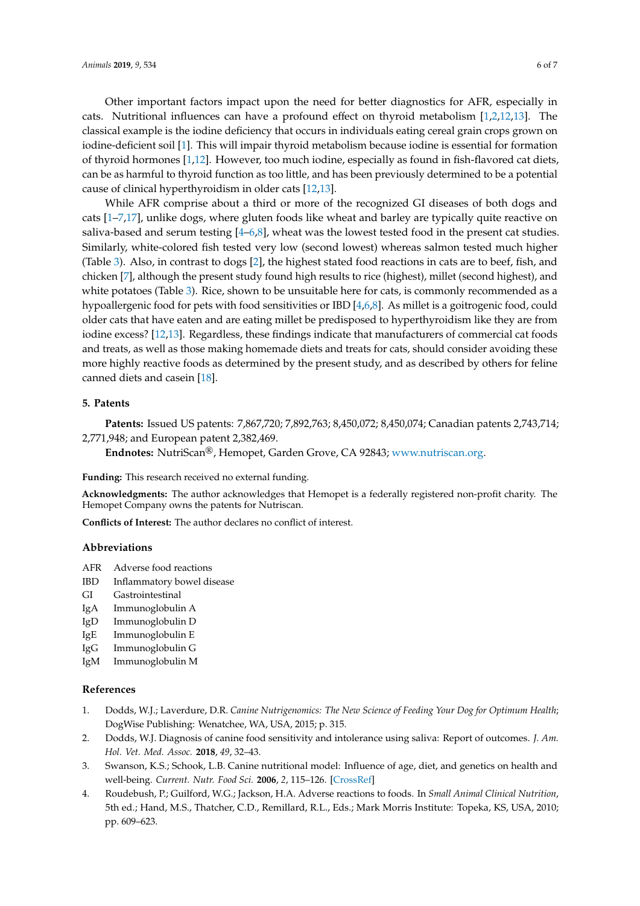Other important factors impact upon the need for better diagnostics for AFR, especially in cats. Nutritional influences can have a profound effect on thyroid metabolism [1,2,12,13]. The classical example is the iodine deficiency that occurs in individuals eating cereal grain crops grown on iodine-deficient soil [1]. This will impair thyroid metabolism because iodine is essential for formation of thyroid hormones [1,12]. However, too much iodine, especially as found in fish-flavored cat diets, can be as harmful to thyroid function as too little, and has been previously determined to be a potential cause of clinical hyperthyroidism in older cats [12,13].

While AFR comprise about a third or more of the recognized GI diseases of both dogs and cats [1–7,17], unlike dogs, where gluten foods like wheat and barley are typically quite reactive on saliva-based and serum testing [4–6,8], wheat was the lowest tested food in the present cat studies. Similarly, white-colored fish tested very low (second lowest) whereas salmon tested much higher (Table 3). Also, in contrast to dogs [2], the highest stated food reactions in cats are to beef, fish, and chicken [7], although the present study found high results to rice (highest), millet (second highest), and white potatoes (Table 3). Rice, shown to be unsuitable here for cats, is commonly recommended as a hypoallergenic food for pets with food sensitivities or IBD [4,6,8]. As millet is a goitrogenic food, could older cats that have eaten and are eating millet be predisposed to hyperthyroidism like they are from iodine excess? [12,13]. Regardless, these findings indicate that manufacturers of commercial cat foods and treats, as well as those making homemade diets and treats for cats, should consider avoiding these more highly reactive foods as determined by the present study, and as described by others for feline canned diets and casein [18].

## 5. Patents

**Patents:** Issued US patents: 7,867,720; 7,892,763; 8,450,072; 8,450,074; Canadian patents 2,743,714; 2,771,948; and European patent 2,382,469.

**Endnotes:** NutriScan®, Hemopet, Garden Grove, CA 92843; www.nutriscan.org.

**Funding:** This research received no external funding.

**Acknowledgments:** The author acknowledges that Hemopet is a federally registered non-profit charity. The Hemopet Company owns the patents for Nutriscan.

**Conflicts of Interest:** The author declares no conflict of interest.

## Abbreviations

| | |
|---|---|
| AFR | Adverse food reactions |
| IBD | Inflammatory bowel disease |
| GI | Gastrointestinal |
| IgA | Immunoglobulin A |
| IgD | Immunoglobulin D |
| IgE | Immunoglobulin E |
| IgG | Immunoglobulin G |
| IgM | Immunoglobulin M |

## References

1. Dodds, W.J.; Laverdure, D.R. *Canine Nutrigenomics: The New Science of Feeding Your Dog for Optimum Health*; DogWise Publishing: Wenatchee, WA, USA, 2015; p. 315.
2. Dodds, W.J. Diagnosis of canine food sensitivity and intolerance using saliva: Report of outcomes. *J. Am. Hol. Vet. Med. Assoc.* **2018**, *49*, 32–43.
3. Swanson, K.S.; Schook, L.B. Canine nutritional model: Influence of age, diet, and genetics on health and well-being. *Current. Nutr. Food Sci.* **2006**, *2*, 115–126. [CrossRef]
4. Roudebush, P.; Guilford, W.G.; Jackson, H.A. Adverse reactions to foods. In *Small Animal Clinical Nutrition*, 5th ed.; Hand, M.S., Thatcher, C.D., Remillard, R.L., Eds.; Mark Morris Institute: Topeka, KS, USA, 2010; pp. 609–623.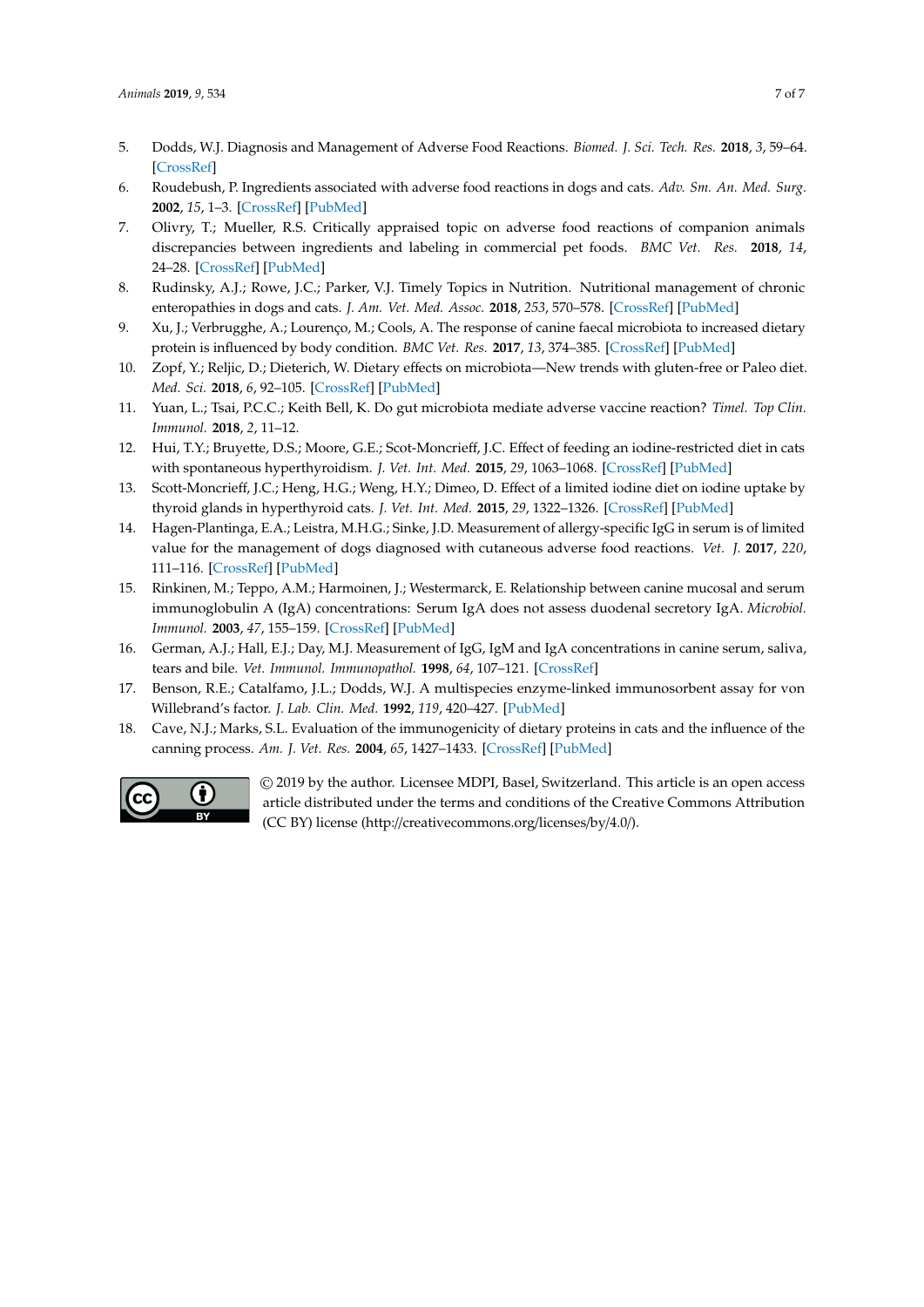5. Dodds, W.J. Diagnosis and Management of Adverse Food Reactions. *Biomed. J. Sci. Tech. Res.* **2018**, *3*, 59–64. [CrossRef]
6. Roudebush, P. Ingredients associated with adverse food reactions in dogs and cats. *Adv. Sm. An. Med. Surg.* **2002**, *15*, 1–3. [CrossRef] [PubMed]
7. Olivry, T.; Mueller, R.S. Critically appraised topic on adverse food reactions of companion animals discrepancies between ingredients and labeling in commercial pet foods. *BMC Vet. Res.* **2018**, *14*, 24–28. [CrossRef] [PubMed]
8. Rudinsky, A.J.; Rowe, J.C.; Parker, V.J. Timely Topics in Nutrition. Nutritional management of chronic enteropathies in dogs and cats. *J. Am. Vet. Med. Assoc.* **2018**, *253*, 570–578. [CrossRef] [PubMed]
9. Xu, J.; Verbrugghe, A.; Lourenço, M.; Cools, A. The response of canine faecal microbiota to increased dietary protein is influenced by body condition. *BMC Vet. Res.* **2017**, *13*, 374–385. [CrossRef] [PubMed]
10. Zopf, Y.; Reljic, D.; Dieterich, W. Dietary effects on microbiota—New trends with gluten-free or Paleo diet. *Med. Sci.* **2018**, *6*, 92–105. [CrossRef] [PubMed]
11. Yuan, L.; Tsai, P.C.C.; Keith Bell, K. Do gut microbiota mediate adverse vaccine reaction? *Timel. Top Clin. Immunol.* **2018**, *2*, 11–12.
12. Hui, T.Y.; Bruyette, D.S.; Moore, G.E.; Scot-Moncrieff, J.C. Effect of feeding an iodine-restricted diet in cats with spontaneous hyperthyroidism. *J. Vet. Int. Med.* **2015**, *29*, 1063–1068. [CrossRef] [PubMed]
13. Scott-Moncrieff, J.C.; Heng, H.G.; Weng, H.Y.; Dimeo, D. Effect of a limited iodine diet on iodine uptake by thyroid glands in hyperthyroid cats. *J. Vet. Int. Med.* **2015**, *29*, 1322–1326. [CrossRef] [PubMed]
14. Hagen-Plantinga, E.A.; Leistra, M.H.G.; Sinke, J.D. Measurement of allergy-specific IgG in serum is of limited value for the management of dogs diagnosed with cutaneous adverse food reactions. *Vet. J.* **2017**, *220*, 111–116. [CrossRef] [PubMed]
15. Rinkinen, M.; Teppo, A.M.; Harmoinen, J.; Westermarck, E. Relationship between canine mucosal and serum immunoglobulin A (IgA) concentrations: Serum IgA does not assess duodenal secretory IgA. *Microbiol. Immunol.* **2003**, *47*, 155–159. [CrossRef] [PubMed]
16. German, A.J.; Hall, E.J.; Day, M.J. Measurement of IgG, IgM and IgA concentrations in canine serum, saliva, tears and bile. *Vet. Immunol. Immunopathol.* **1998**, *64*, 107–121. [CrossRef]
17. Benson, R.E.; Catalfamo, J.L.; Dodds, W.J. A multispecies enzyme-linked immunosorbent assay for von Willebrand's factor. *J. Lab. Clin. Med.* **1992**, *119*, 420–427. [PubMed]
18. Cave, N.J.; Marks, S.L. Evaluation of the immunogenicity of dietary proteins in cats and the influence of the canning process. *Am. J. Vet. Res.* **2004**, *65*, 1427–1433. [CrossRef] [PubMed]

© 2019 by the author. Licensee MDPI, Basel, Switzerland. This article is an open access article distributed under the terms and conditions of the Creative Commons Attribution (CC BY) license (http://creativecommons.org/licenses/by/4.0/).